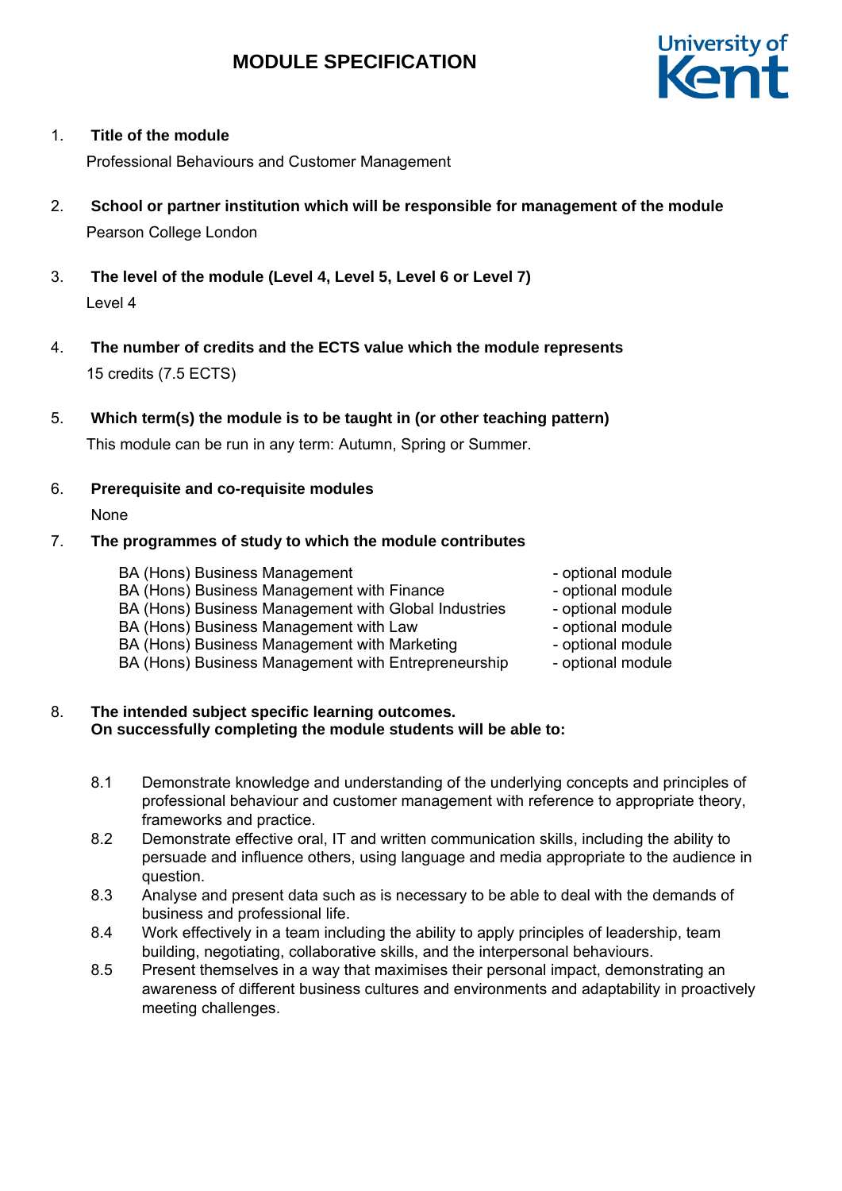# MODULE SPECIFICATION

1. **Title of the module**

   Professional Behaviours and Customer Management

2. **School or partner institution which will be responsible for management of the module**

   Pearson College London

3. **The level of the module (Level 4, Level 5, Level 6 or Level 7)**

   Level 4

4. **The number of credits and the ECTS value which the module represents**

   15 credits (7.5 ECTS)

5. **Which term(s) the module is to be taught in (or other teaching pattern)**

   This module can be run in any term: Autumn, Spring or Summer.

6. **Prerequisite and co-requisite modules**

   None

7. **The programmes of study to which the module contributes**

| Programme | Status |
|---|---|
| BA (Hons) Business Management | - optional module |
| BA (Hons) Business Management with Finance | - optional module |
| BA (Hons) Business Management with Global Industries | - optional module |
| BA (Hons) Business Management with Law | - optional module |
| BA (Hons) Business Management with Marketing | - optional module |
| BA (Hons) Business Management with Entrepreneurship | - optional module |

8. **The intended subject specific learning outcomes.**
   **On successfully completing the module students will be able to:**

   8.1 Demonstrate knowledge and understanding of the underlying concepts and principles of professional behaviour and customer management with reference to appropriate theory, frameworks and practice.

   8.2 Demonstrate effective oral, IT and written communication skills, including the ability to persuade and influence others, using language and media appropriate to the audience in question.

   8.3 Analyse and present data such as is necessary to be able to deal with the demands of business and professional life.

   8.4 Work effectively in a team including the ability to apply principles of leadership, team building, negotiating, collaborative skills, and the interpersonal behaviours.

   8.5 Present themselves in a way that maximises their personal impact, demonstrating an awareness of different business cultures and environments and adaptability in proactively meeting challenges.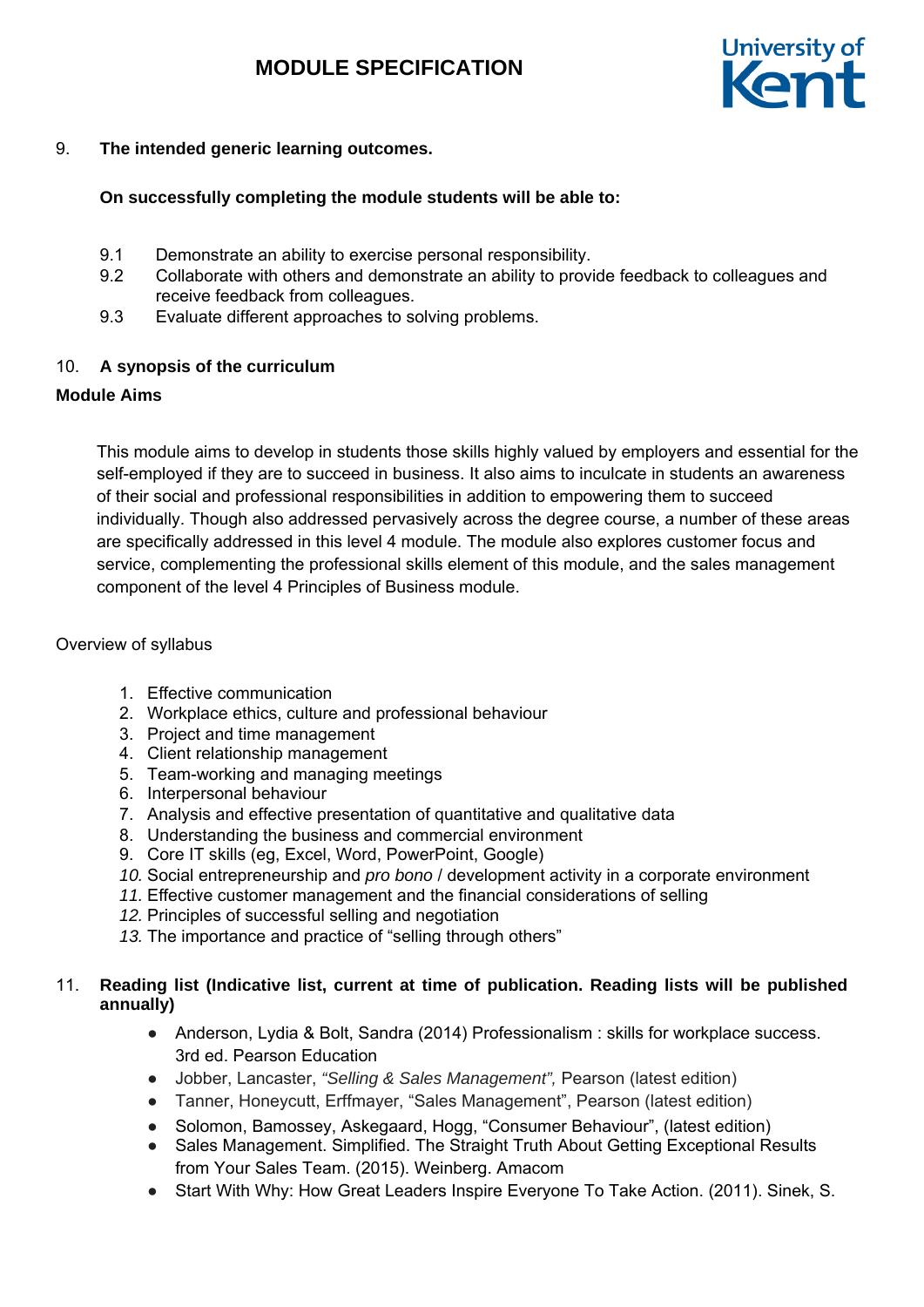9. **The intended generic learning outcomes.**

**On successfully completing the module students will be able to:**

9.1 Demonstrate an ability to exercise personal responsibility.
9.2 Collaborate with others and demonstrate an ability to provide feedback to colleagues and receive feedback from colleagues.
9.3 Evaluate different approaches to solving problems.

10. **A synopsis of the curriculum**

**Module Aims**

This module aims to develop in students those skills highly valued by employers and essential for the self-employed if they are to succeed in business. It also aims to inculcate in students an awareness of their social and professional responsibilities in addition to empowering them to succeed individually. Though also addressed pervasively across the degree course, a number of these areas are specifically addressed in this level 4 module. The module also explores customer focus and service, complementing the professional skills element of this module, and the sales management component of the level 4 Principles of Business module.

Overview of syllabus

1. Effective communication
2. Workplace ethics, culture and professional behaviour
3. Project and time management
4. Client relationship management
5. Team-working and managing meetings
6. Interpersonal behaviour
7. Analysis and effective presentation of quantitative and qualitative data
8. Understanding the business and commercial environment
9. Core IT skills (eg, Excel, Word, PowerPoint, Google)
10. Social entrepreneurship and *pro bono* / development activity in a corporate environment
11. Effective customer management and the financial considerations of selling
12. Principles of successful selling and negotiation
13. The importance and practice of "selling through others"

11. **Reading list (Indicative list, current at time of publication. Reading lists will be published annually)**

- Anderson, Lydia & Bolt, Sandra (2014) Professionalism : skills for workplace success. 3rd ed. Pearson Education
- Jobber, Lancaster, *"Selling & Sales Management",* Pearson (latest edition)
- Tanner, Honeycutt, Erffmayer, "Sales Management", Pearson (latest edition)
- Solomon, Bamossey, Askegaard, Hogg, "Consumer Behaviour", (latest edition)
- Sales Management. Simplified. The Straight Truth About Getting Exceptional Results from Your Sales Team. (2015). Weinberg. Amacom
- Start With Why: How Great Leaders Inspire Everyone To Take Action. (2011). Sinek, S.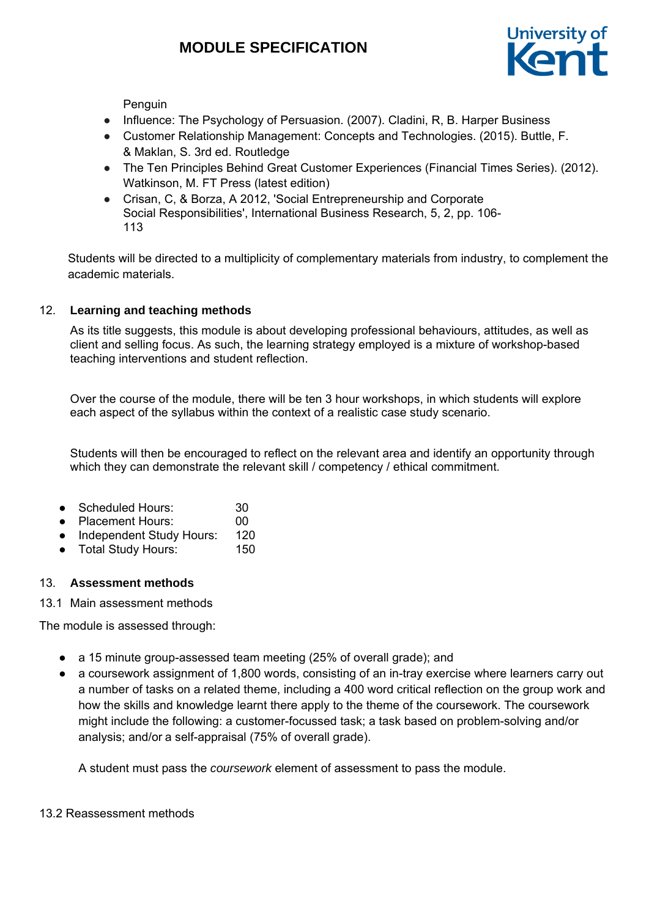Penguin

- Influence: The Psychology of Persuasion. (2007). Cladini, R, B. Harper Business
- Customer Relationship Management: Concepts and Technologies. (2015). Buttle, F. & Maklan, S. 3rd ed. Routledge
- The Ten Principles Behind Great Customer Experiences (Financial Times Series). (2012). Watkinson, M. FT Press (latest edition)
- Crisan, C, & Borza, A 2012, 'Social Entrepreneurship and Corporate Social Responsibilities', International Business Research, 5, 2, pp. 106-113

Students will be directed to a multiplicity of complementary materials from industry, to complement the academic materials.

## 12. Learning and teaching methods

As its title suggests, this module is about developing professional behaviours, attitudes, as well as client and selling focus. As such, the learning strategy employed is a mixture of workshop-based teaching interventions and student reflection.

Over the course of the module, there will be ten 3 hour workshops, in which students will explore each aspect of the syllabus within the context of a realistic case study scenario.

Students will then be encouraged to reflect on the relevant area and identify an opportunity through which they can demonstrate the relevant skill / competency / ethical commitment.

- Scheduled Hours: 30
- Placement Hours: 00
- Independent Study Hours: 120
- Total Study Hours: 150

## 13. Assessment methods

13.1 Main assessment methods

The module is assessed through:

- a 15 minute group-assessed team meeting (25% of overall grade); and
- a coursework assignment of 1,800 words, consisting of an in-tray exercise where learners carry out a number of tasks on a related theme, including a 400 word critical reflection on the group work and how the skills and knowledge learnt there apply to the theme of the coursework. The coursework might include the following: a customer-focussed task; a task based on problem-solving and/or analysis; and/or a self-appraisal (75% of overall grade).

  A student must pass the *coursework* element of assessment to pass the module.

13.2 Reassessment methods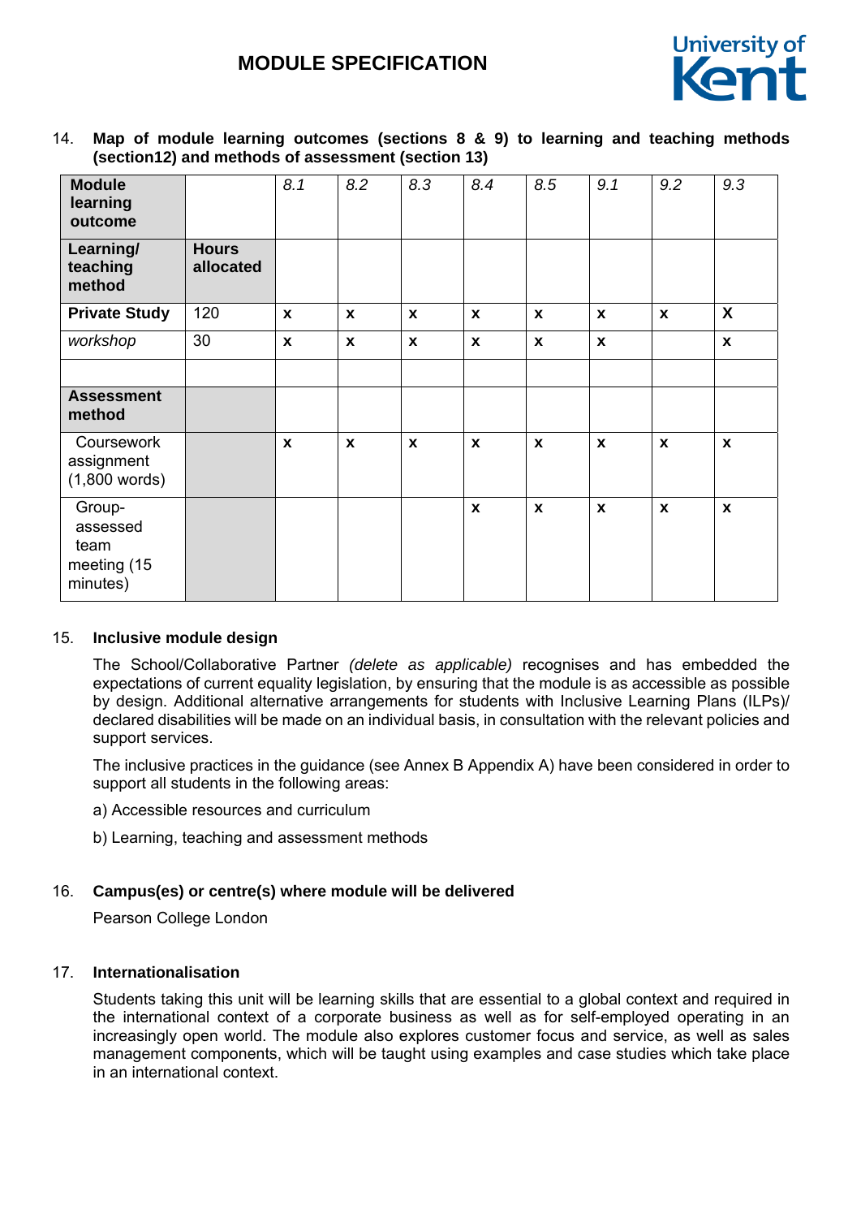14. **Map of module learning outcomes (sections 8 & 9) to learning and teaching methods (section12) and methods of assessment (section 13)**

| **Module learning outcome** | | *8.1* | *8.2* | *8.3* | *8.4* | *8.5* | *9.1* | *9.2* | *9.3* |
|---|---|---|---|---|---|---|---|---|---|
| **Learning/ teaching method** | **Hours allocated** | | | | | | | | |
| **Private Study** | 120 | **x** | **x** | **x** | **x** | **x** | **x** | **x** | **X** |
| *workshop* | 30 | **x** | **x** | **x** | **x** | **x** | **x** | | **x** |
| | | | | | | | | | |
| **Assessment method** | | | | | | | | | |
| Coursework assignment (1,800 words) | | **x** | **x** | **x** | **x** | **x** | **x** | **x** | **x** |
| Group-assessed team meeting (15 minutes) | | | | | **x** | **x** | **x** | **x** | **x** |

15. **Inclusive module design**

The School/Collaborative Partner *(delete as applicable)* recognises and has embedded the expectations of current equality legislation, by ensuring that the module is as accessible as possible by design. Additional alternative arrangements for students with Inclusive Learning Plans (ILPs)/ declared disabilities will be made on an individual basis, in consultation with the relevant policies and support services.

The inclusive practices in the guidance (see Annex B Appendix A) have been considered in order to support all students in the following areas:

a) Accessible resources and curriculum

b) Learning, teaching and assessment methods

16. **Campus(es) or centre(s) where module will be delivered**

Pearson College London

17. **Internationalisation**

Students taking this unit will be learning skills that are essential to a global context and required in the international context of a corporate business as well as for self-employed operating in an increasingly open world. The module also explores customer focus and service, as well as sales management components, which will be taught using examples and case studies which take place in an international context.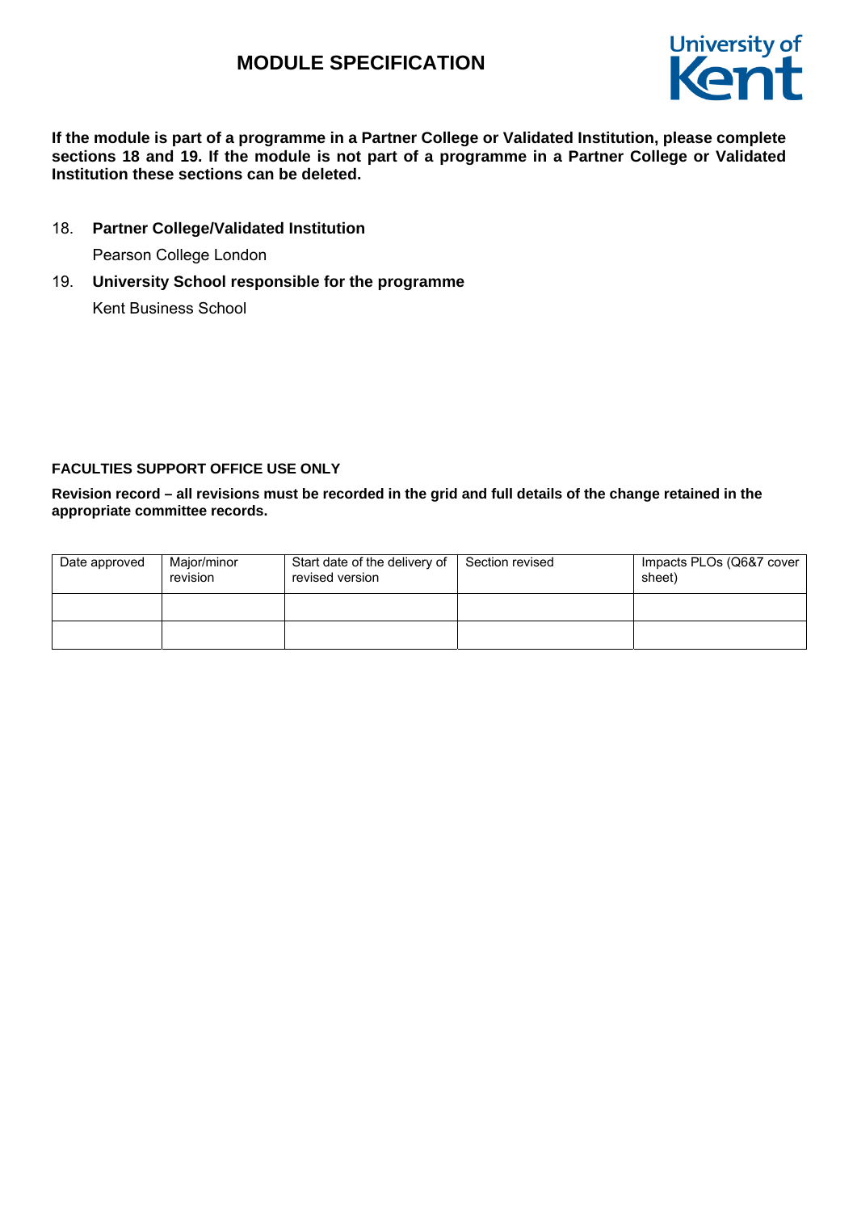# MODULE SPECIFICATION

**If the module is part of a programme in a Partner College or Validated Institution, please complete sections 18 and 19. If the module is not part of a programme in a Partner College or Validated Institution these sections can be deleted.**

18. **Partner College/Validated Institution**

    Pearson College London

19. **University School responsible for the programme**

    Kent Business School

**FACULTIES SUPPORT OFFICE USE ONLY**

**Revision record – all revisions must be recorded in the grid and full details of the change retained in the appropriate committee records.**

| Date approved | Major/minor revision | Start date of the delivery of revised version | Section revised | Impacts PLOs (Q6&7 cover sheet) |
|---|---|---|---|---|
| | | | | |
| | | | | |